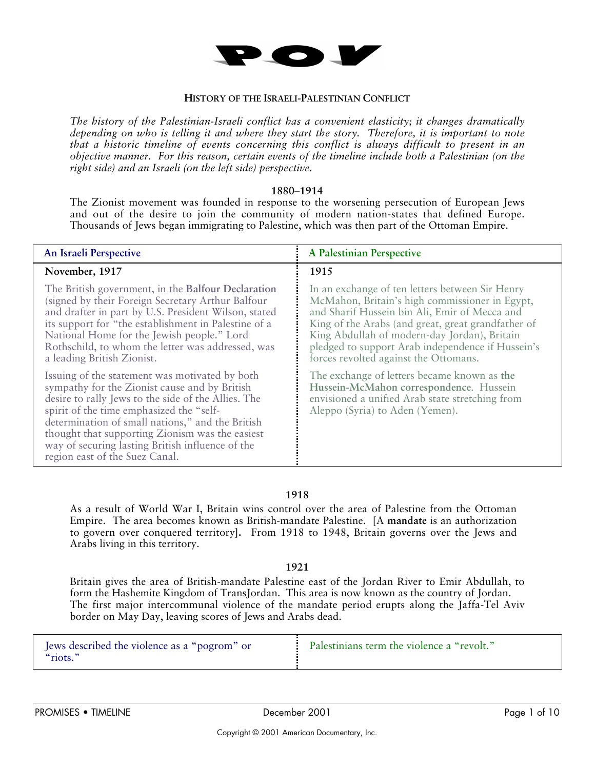# POV

## HISTORY OF THE ISRAELI-PALESTINIAN CONFLICT

*The history of the Palestinian-Israeli conflict has a convenient elasticity; it changes dramatically depending on who is telling it and where they start the story. Therefore, it is important to note that a historic timeline of events concerning this conflict is always difficult to present in an objective manner. For this reason, certain events of the timeline include both a Palestinian (on the right side) and an Israeli (on the left side) perspective.*

### 1880–1914

The Zionist movement was founded in response to the worsening persecution of European Jews and out of the desire to join the community of modern nation-states that defined Europe. Thousands of Jews began immigrating to Palestine, which was then part of the Ottoman Empire.

| An Israeli Perspective | A Palestinian Perspective |
|---|---|
| **November, 1917** | **1915** |
| The British government, in the **Balfour Declaration** (signed by their Foreign Secretary Arthur Balfour and drafter in part by U.S. President Wilson, stated its support for "the establishment in Palestine of a National Home for the Jewish people." Lord Rothschild, to whom the letter was addressed, was a leading British Zionist.<br><br>Issuing of the statement was motivated by both sympathy for the Zionist cause and by British desire to rally Jews to the side of the Allies. The spirit of the time emphasized the "self-determination of small nations," and the British thought that supporting Zionism was the easiest way of securing lasting British influence of the region east of the Suez Canal. | In an exchange of ten letters between Sir Henry McMahon, Britain's high commissioner in Egypt, and Sharif Hussein bin Ali, Emir of Mecca and King of the Arabs (and great, great grandfather of King Abdullah of modern-day Jordan), Britain pledged to support Arab independence if Hussein's forces revolted against the Ottomans.<br><br>The exchange of letters became known as **the Hussein-McMahon correspondence**. Hussein envisioned a unified Arab state stretching from Aleppo (Syria) to Aden (Yemen). |

### 1918

As a result of World War I, Britain wins control over the area of Palestine from the Ottoman Empire. The area becomes known as British-mandate Palestine. [A **mandate** is an authorization to govern over conquered territory]. From 1918 to 1948, Britain governs over the Jews and Arabs living in this territory.

### 1921

Britain gives the area of British-mandate Palestine east of the Jordan River to Emir Abdullah, to form the Hashemite Kingdom of TransJordan. This area is now known as the country of Jordan. The first major intercommunal violence of the mandate period erupts along the Jaffa-Tel Aviv border on May Day, leaving scores of Jews and Arabs dead.

| An Israeli Perspective | A Palestinian Perspective |
|---|---|
| Jews described the violence as a "pogrom" or "riots." | Palestinians term the violence a "revolt." |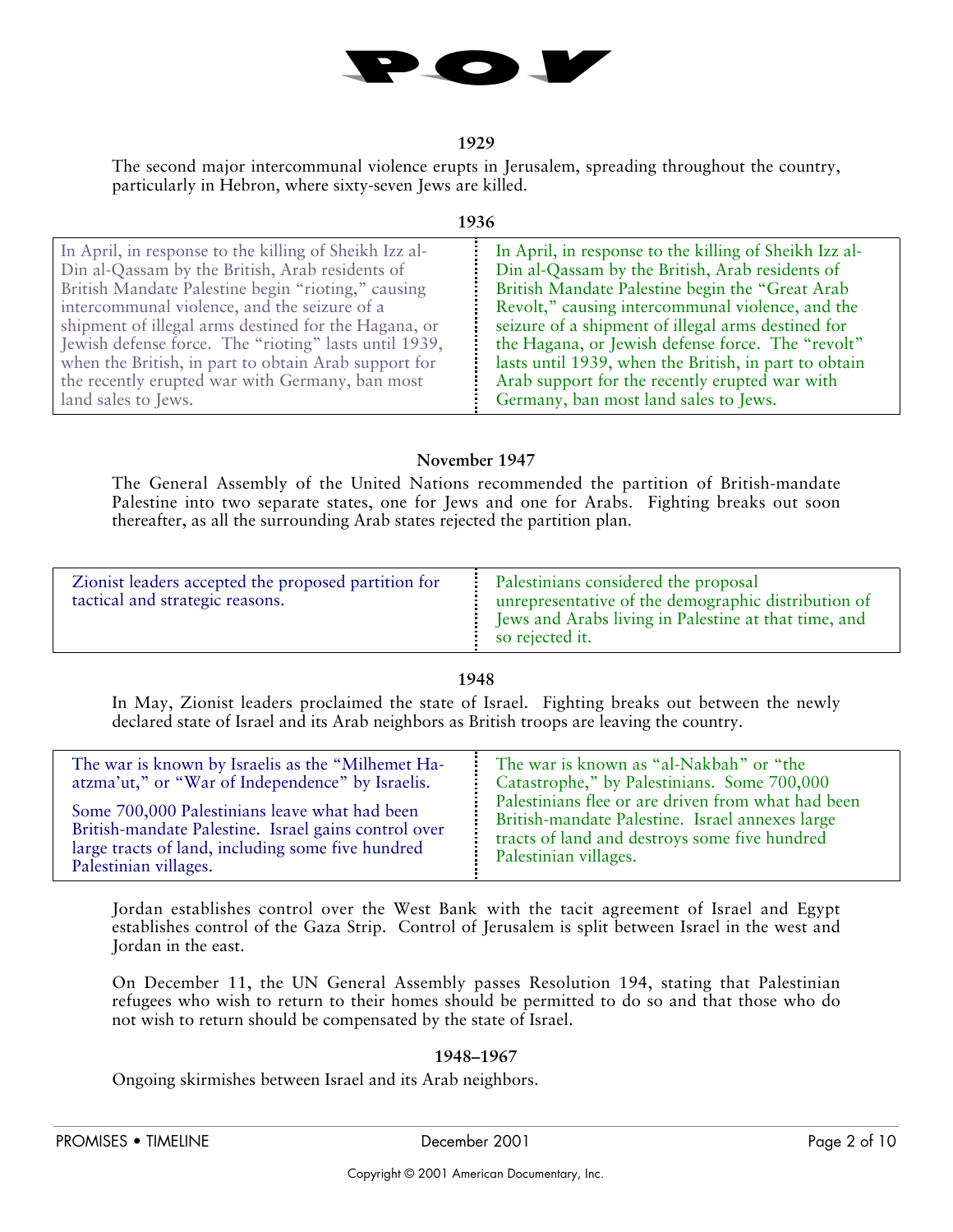**1929**

The second major intercommunal violence erupts in Jerusalem, spreading throughout the country, particularly in Hebron, where sixty-seven Jews are killed.

**1936**

| | |
|---|---|
| In April, in response to the killing of Sheikh Izz al-Din al-Qassam by the British, Arab residents of British Mandate Palestine begin "rioting," causing intercommunal violence, and the seizure of a shipment of illegal arms destined for the Hagana, or Jewish defense force. The "rioting" lasts until 1939, when the British, in part to obtain Arab support for the recently erupted war with Germany, ban most land sales to Jews. | In April, in response to the killing of Sheikh Izz al-Din al-Qassam by the British, Arab residents of British Mandate Palestine begin the "Great Arab Revolt," causing intercommunal violence, and the seizure of a shipment of illegal arms destined for the Hagana, or Jewish defense force. The "revolt" lasts until 1939, when the British, in part to obtain Arab support for the recently erupted war with Germany, ban most land sales to Jews. |

**November 1947**

The General Assembly of the United Nations recommended the partition of British-mandate Palestine into two separate states, one for Jews and one for Arabs. Fighting breaks out soon thereafter, as all the surrounding Arab states rejected the partition plan.

| | |
|---|---|
| Zionist leaders accepted the proposed partition for tactical and strategic reasons. | Palestinians considered the proposal unrepresentative of the demographic distribution of Jews and Arabs living in Palestine at that time, and so rejected it. |

**1948**

In May, Zionist leaders proclaimed the state of Israel. Fighting breaks out between the newly declared state of Israel and its Arab neighbors as British troops are leaving the country.

| | |
|---|---|
| The war is known by Israelis as the "Milhemet Ha-atzma'ut," or "War of Independence" by Israelis.<br><br>Some 700,000 Palestinians leave what had been British-mandate Palestine. Israel gains control over large tracts of land, including some five hundred Palestinian villages. | The war is known as "al-Nakbah" or "the Catastrophe," by Palestinians. Some 700,000 Palestinians flee or are driven from what had been British-mandate Palestine. Israel annexes large tracts of land and destroys some five hundred Palestinian villages. |

Jordan establishes control over the West Bank with the tacit agreement of Israel and Egypt establishes control of the Gaza Strip. Control of Jerusalem is split between Israel in the west and Jordan in the east.

On December 11, the UN General Assembly passes Resolution 194, stating that Palestinian refugees who wish to return to their homes should be permitted to do so and that those who do not wish to return should be compensated by the state of Israel.

**1948–1967**

Ongoing skirmishes between Israel and its Arab neighbors.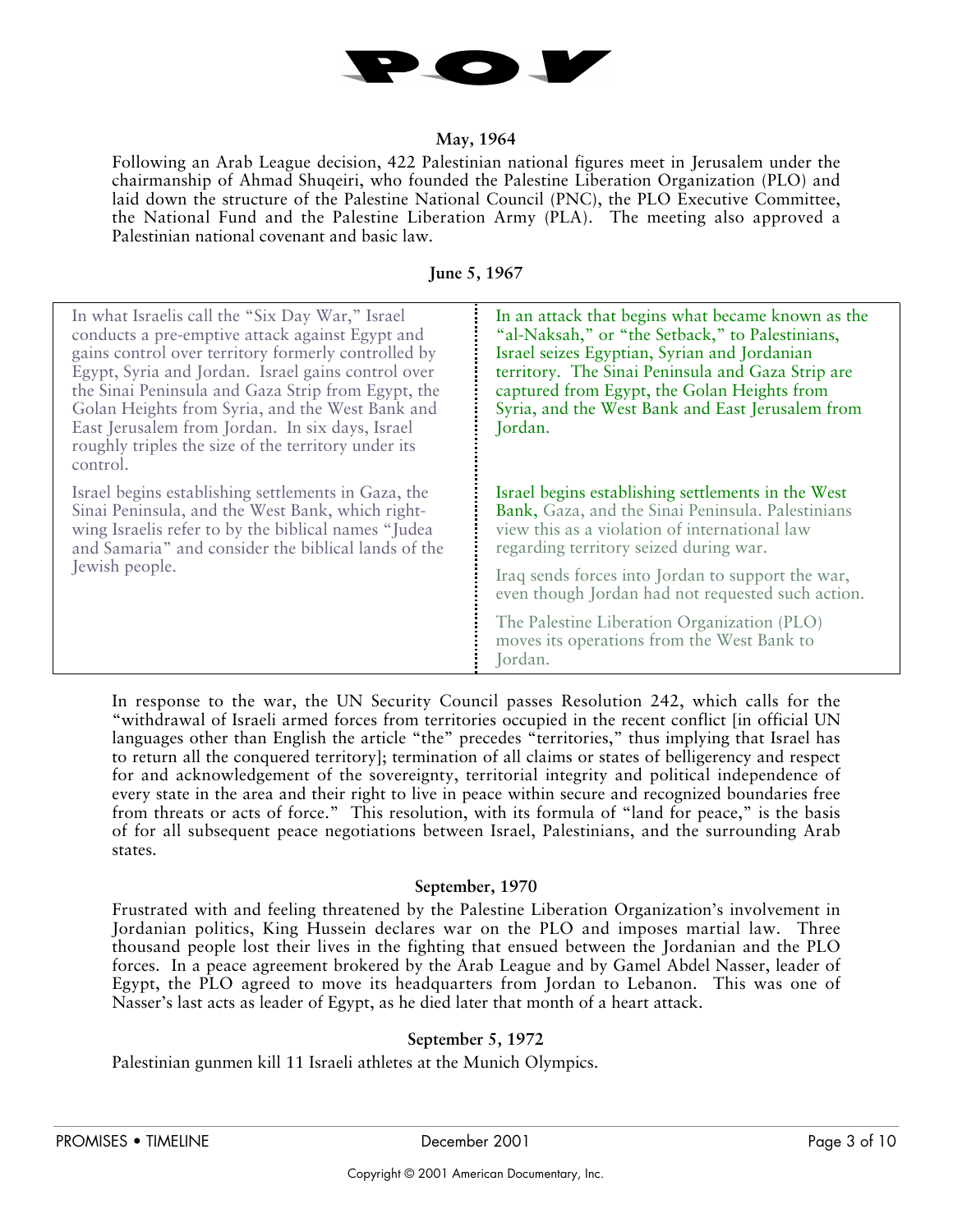**May, 1964**

Following an Arab League decision, 422 Palestinian national figures meet in Jerusalem under the chairmanship of Ahmad Shuqeiri, who founded the Palestine Liberation Organization (PLO) and laid down the structure of the Palestine National Council (PNC), the PLO Executive Committee, the National Fund and the Palestine Liberation Army (PLA). The meeting also approved a Palestinian national covenant and basic law.

**June 5, 1967**

| | |
|---|---|
| In what Israelis call the "Six Day War," Israel conducts a pre-emptive attack against Egypt and gains control over territory formerly controlled by Egypt, Syria and Jordan. Israel gains control over the Sinai Peninsula and Gaza Strip from Egypt, the Golan Heights from Syria, and the West Bank and East Jerusalem from Jordan. In six days, Israel roughly triples the size of the territory under its control. | In an attack that begins what became known as the "al-Naksah," or "the Setback," to Palestinians, Israel seizes Egyptian, Syrian and Jordanian territory. The Sinai Peninsula and Gaza Strip are captured from Egypt, the Golan Heights from Syria, and the West Bank and East Jerusalem from Jordan. |
| Israel begins establishing settlements in Gaza, the Sinai Peninsula, and the West Bank, which right-wing Israelis refer to by the biblical names "Judea and Samaria" and consider the biblical lands of the Jewish people. | Israel begins establishing settlements in the West Bank, Gaza, and the Sinai Peninsula. Palestinians view this as a violation of international law regarding territory seized during war.<br><br>Iraq sends forces into Jordan to support the war, even though Jordan had not requested such action.<br><br>The Palestine Liberation Organization (PLO) moves its operations from the West Bank to Jordan. |

In response to the war, the UN Security Council passes Resolution 242, which calls for the "withdrawal of Israeli armed forces from territories occupied in the recent conflict [in official UN languages other than English the article "the" precedes "territories," thus implying that Israel has to return all the conquered territory]; termination of all claims or states of belligerency and respect for and acknowledgement of the sovereignty, territorial integrity and political independence of every state in the area and their right to live in peace within secure and recognized boundaries free from threats or acts of force." This resolution, with its formula of "land for peace," is the basis of for all subsequent peace negotiations between Israel, Palestinians, and the surrounding Arab states.

**September, 1970**

Frustrated with and feeling threatened by the Palestine Liberation Organization's involvement in Jordanian politics, King Hussein declares war on the PLO and imposes martial law. Three thousand people lost their lives in the fighting that ensued between the Jordanian and the PLO forces. In a peace agreement brokered by the Arab League and by Gamel Abdel Nasser, leader of Egypt, the PLO agreed to move its headquarters from Jordan to Lebanon. This was one of Nasser's last acts as leader of Egypt, as he died later that month of a heart attack.

**September 5, 1972**

Palestinian gunmen kill 11 Israeli athletes at the Munich Olympics.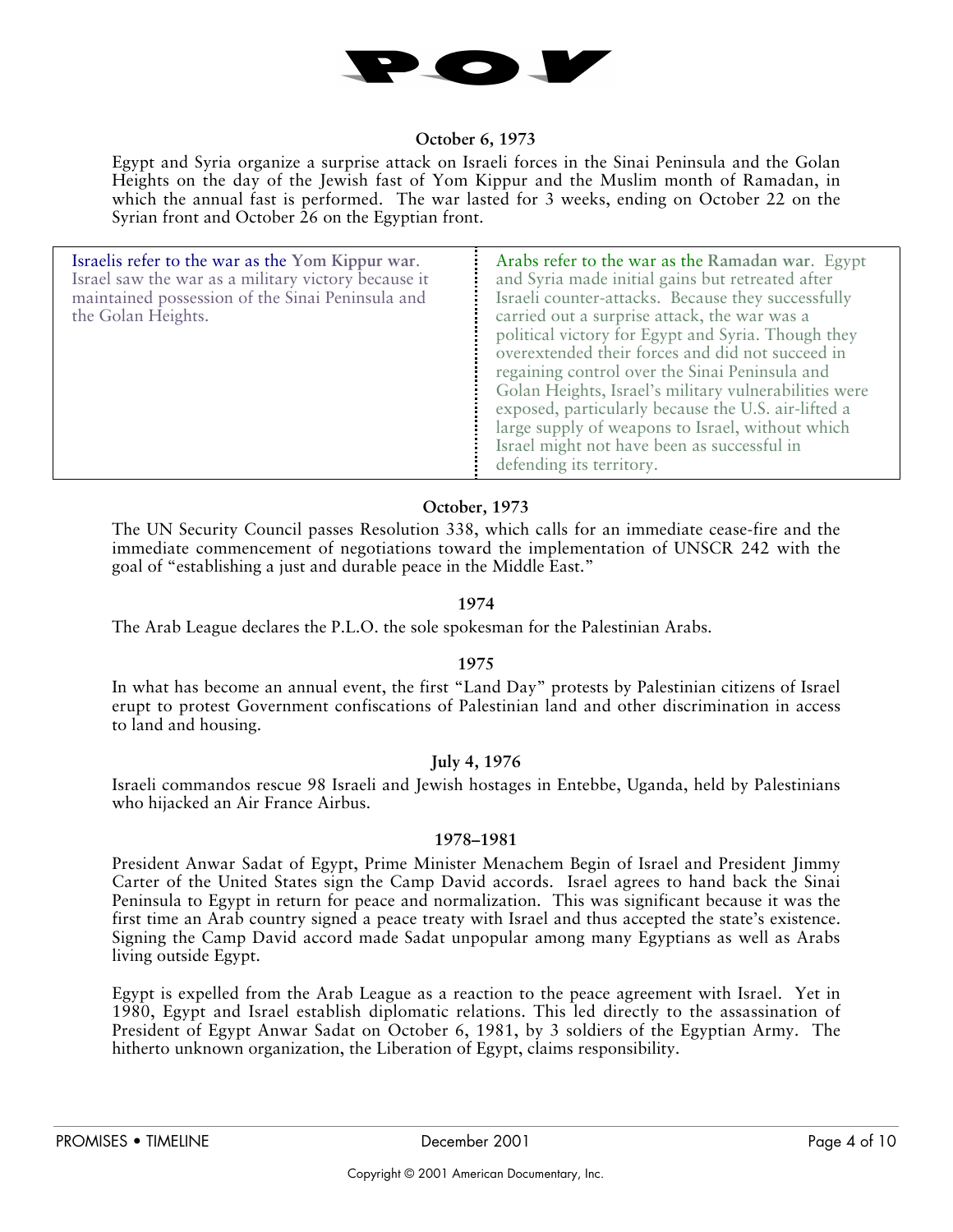### October 6, 1973

Egypt and Syria organize a surprise attack on Israeli forces in the Sinai Peninsula and the Golan Heights on the day of the Jewish fast of Yom Kippur and the Muslim month of Ramadan, in which the annual fast is performed. The war lasted for 3 weeks, ending on October 22 on the Syrian front and October 26 on the Egyptian front.

| | |
|---|---|
| Israelis refer to the war as the **Yom Kippur war**. Israel saw the war as a military victory because it maintained possession of the Sinai Peninsula and the Golan Heights. | Arabs refer to the war as the **Ramadan war**. Egypt and Syria made initial gains but retreated after Israeli counter-attacks. Because they successfully carried out a surprise attack, the war was a political victory for Egypt and Syria. Though they overextended their forces and did not succeed in regaining control over the Sinai Peninsula and Golan Heights, Israel's military vulnerabilities were exposed, particularly because the U.S. air-lifted a large supply of weapons to Israel, without which Israel might not have been as successful in defending its territory. |

### October, 1973

The UN Security Council passes Resolution 338, which calls for an immediate cease-fire and the immediate commencement of negotiations toward the implementation of UNSCR 242 with the goal of "establishing a just and durable peace in the Middle East."

### 1974

The Arab League declares the P.L.O. the sole spokesman for the Palestinian Arabs.

### 1975

In what has become an annual event, the first "Land Day" protests by Palestinian citizens of Israel erupt to protest Government confiscations of Palestinian land and other discrimination in access to land and housing.

### July 4, 1976

Israeli commandos rescue 98 Israeli and Jewish hostages in Entebbe, Uganda, held by Palestinians who hijacked an Air France Airbus.

### 1978–1981

President Anwar Sadat of Egypt, Prime Minister Menachem Begin of Israel and President Jimmy Carter of the United States sign the Camp David accords. Israel agrees to hand back the Sinai Peninsula to Egypt in return for peace and normalization. This was significant because it was the first time an Arab country signed a peace treaty with Israel and thus accepted the state's existence. Signing the Camp David accord made Sadat unpopular among many Egyptians as well as Arabs living outside Egypt.

Egypt is expelled from the Arab League as a reaction to the peace agreement with Israel. Yet in 1980, Egypt and Israel establish diplomatic relations. This led directly to the assassination of President of Egypt Anwar Sadat on October 6, 1981, by 3 soldiers of the Egyptian Army. The hitherto unknown organization, the Liberation of Egypt, claims responsibility.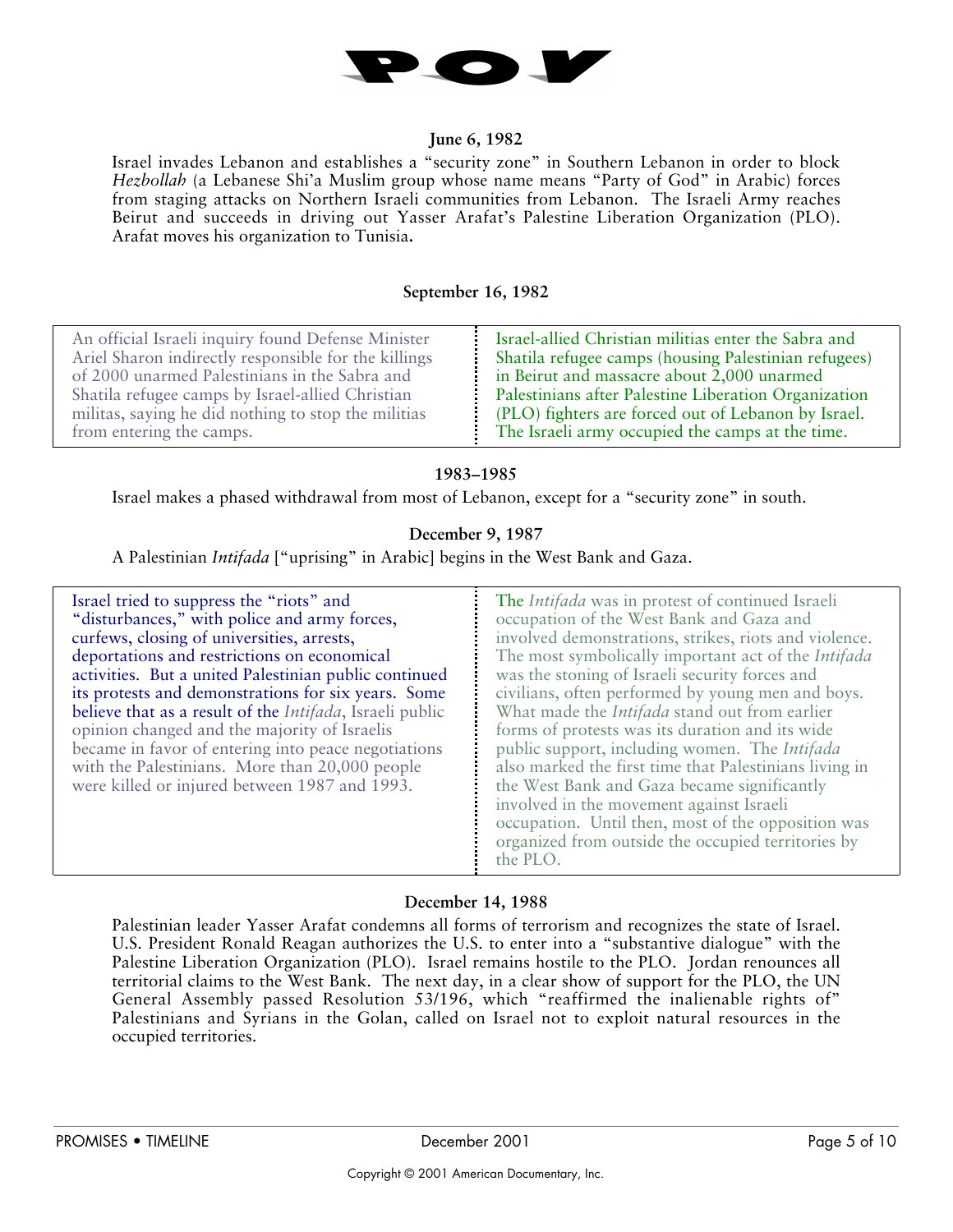**June 6, 1982**

Israel invades Lebanon and establishes a "security zone" in Southern Lebanon in order to block *Hezbollah* (a Lebanese Shi'a Muslim group whose name means "Party of God" in Arabic) forces from staging attacks on Northern Israeli communities from Lebanon. The Israeli Army reaches Beirut and succeeds in driving out Yasser Arafat's Palestine Liberation Organization (PLO). Arafat moves his organization to Tunisia.

**September 16, 1982**

| | |
|---|---|
| An official Israeli inquiry found Defense Minister Ariel Sharon indirectly responsible for the killings of 2000 unarmed Palestinians in the Sabra and Shatila refugee camps by Israel-allied Christian militas, saying he did nothing to stop the militias from entering the camps. | Israel-allied Christian militias enter the Sabra and Shatila refugee camps (housing Palestinian refugees) in Beirut and massacre about 2,000 unarmed Palestinians after Palestine Liberation Organization (PLO) fighters are forced out of Lebanon by Israel. The Israeli army occupied the camps at the time. |

**1983–1985**

Israel makes a phased withdrawal from most of Lebanon, except for a "security zone" in south.

**December 9, 1987**

A Palestinian *Intifada* ["uprising" in Arabic] begins in the West Bank and Gaza.

| | |
|---|---|
| Israel tried to suppress the "riots" and "disturbances," with police and army forces, curfews, closing of universities, arrests, deportations and restrictions on economical activities. But a united Palestinian public continued its protests and demonstrations for six years. Some believe that as a result of the *Intifada*, Israeli public opinion changed and the majority of Israelis became in favor of entering into peace negotiations with the Palestinians. More than 20,000 people were killed or injured between 1987 and 1993. | The *Intifada* was in protest of continued Israeli occupation of the West Bank and Gaza and involved demonstrations, strikes, riots and violence. The most symbolically important act of the *Intifada* was the stoning of Israeli security forces and civilians, often performed by young men and boys. What made the *Intifada* stand out from earlier forms of protests was its duration and its wide public support, including women. The *Intifada* also marked the first time that Palestinians living in the West Bank and Gaza became significantly involved in the movement against Israeli occupation. Until then, most of the opposition was organized from outside the occupied territories by the PLO. |

**December 14, 1988**

Palestinian leader Yasser Arafat condemns all forms of terrorism and recognizes the state of Israel. U.S. President Ronald Reagan authorizes the U.S. to enter into a "substantive dialogue" with the Palestine Liberation Organization (PLO). Israel remains hostile to the PLO. Jordan renounces all territorial claims to the West Bank. The next day, in a clear show of support for the PLO, the UN General Assembly passed Resolution 53/196, which "reaffirmed the inalienable rights of" Palestinians and Syrians in the Golan, called on Israel not to exploit natural resources in the occupied territories.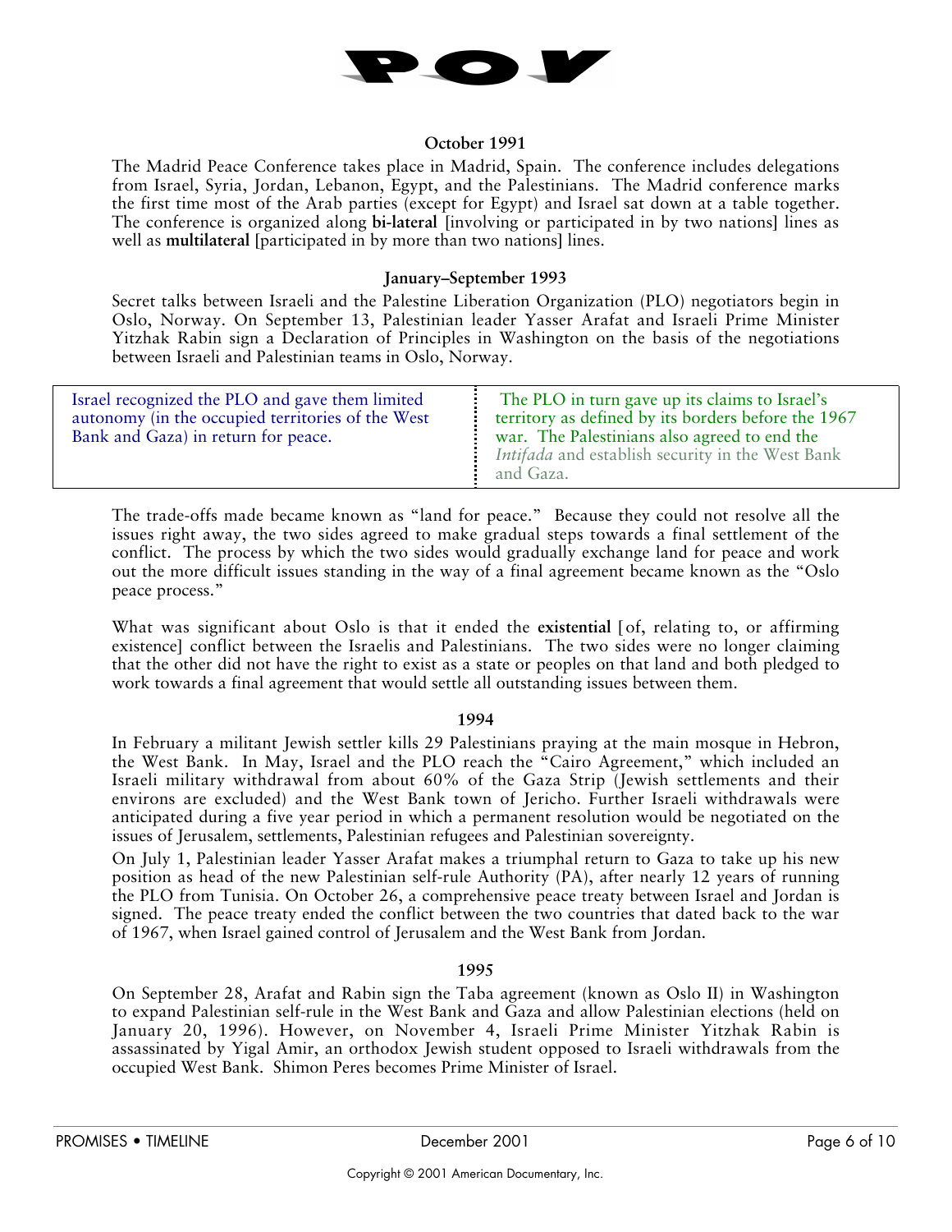**October 1991**

The Madrid Peace Conference takes place in Madrid, Spain. The conference includes delegations from Israel, Syria, Jordan, Lebanon, Egypt, and the Palestinians. The Madrid conference marks the first time most of the Arab parties (except for Egypt) and Israel sat down at a table together. The conference is organized along **bi-lateral** [involving or participated in by two nations] lines as well as **multilateral** [participated in by more than two nations] lines.

**January–September 1993**

Secret talks between Israeli and the Palestine Liberation Organization (PLO) negotiators begin in Oslo, Norway. On September 13, Palestinian leader Yasser Arafat and Israeli Prime Minister Yitzhak Rabin sign a Declaration of Principles in Washington on the basis of the negotiations between Israeli and Palestinian teams in Oslo, Norway.

| | |
|---|---|
| Israel recognized the PLO and gave them limited autonomy (in the occupied territories of the West Bank and Gaza) in return for peace. | The PLO in turn gave up its claims to Israel's territory as defined by its borders before the 1967 war. The Palestinians also agreed to end the *Intifada* and establish security in the West Bank and Gaza. |

The trade-offs made became known as "land for peace." Because they could not resolve all the issues right away, the two sides agreed to make gradual steps towards a final settlement of the conflict. The process by which the two sides would gradually exchange land for peace and work out the more difficult issues standing in the way of a final agreement became known as the "Oslo peace process."

What was significant about Oslo is that it ended the **existential** [of, relating to, or affirming existence] conflict between the Israelis and Palestinians. The two sides were no longer claiming that the other did not have the right to exist as a state or peoples on that land and both pledged to work towards a final agreement that would settle all outstanding issues between them.

**1994**

In February a militant Jewish settler kills 29 Palestinians praying at the main mosque in Hebron, the West Bank. In May, Israel and the PLO reach the "Cairo Agreement," which included an Israeli military withdrawal from about 60% of the Gaza Strip (Jewish settlements and their environs are excluded) and the West Bank town of Jericho. Further Israeli withdrawals were anticipated during a five year period in which a permanent resolution would be negotiated on the issues of Jerusalem, settlements, Palestinian refugees and Palestinian sovereignty.

On July 1, Palestinian leader Yasser Arafat makes a triumphal return to Gaza to take up his new position as head of the new Palestinian self-rule Authority (PA), after nearly 12 years of running the PLO from Tunisia. On October 26, a comprehensive peace treaty between Israel and Jordan is signed. The peace treaty ended the conflict between the two countries that dated back to the war of 1967, when Israel gained control of Jerusalem and the West Bank from Jordan.

**1995**

On September 28, Arafat and Rabin sign the Taba agreement (known as Oslo II) in Washington to expand Palestinian self-rule in the West Bank and Gaza and allow Palestinian elections (held on January 20, 1996). However, on November 4, Israeli Prime Minister Yitzhak Rabin is assassinated by Yigal Amir, an orthodox Jewish student opposed to Israeli withdrawals from the occupied West Bank. Shimon Peres becomes Prime Minister of Israel.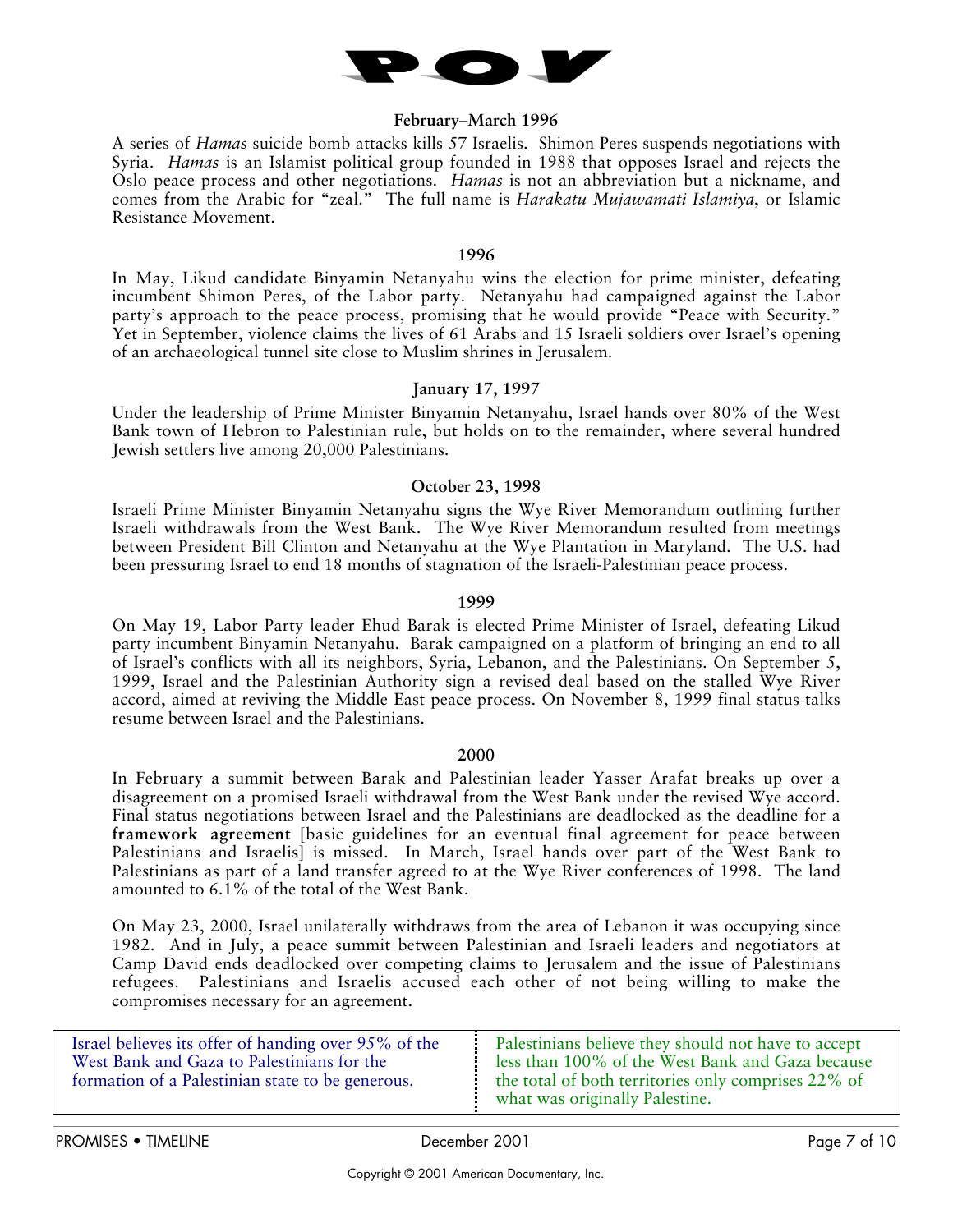#### February–March 1996

A series of *Hamas* suicide bomb attacks kills 57 Israelis. Shimon Peres suspends negotiations with Syria. *Hamas* is an Islamist political group founded in 1988 that opposes Israel and rejects the Oslo peace process and other negotiations. *Hamas* is not an abbreviation but a nickname, and comes from the Arabic for "zeal." The full name is *Harakatu Mujawamati Islamiya*, or Islamic Resistance Movement.

#### 1996

In May, Likud candidate Binyamin Netanyahu wins the election for prime minister, defeating incumbent Shimon Peres, of the Labor party. Netanyahu had campaigned against the Labor party's approach to the peace process, promising that he would provide "Peace with Security." Yet in September, violence claims the lives of 61 Arabs and 15 Israeli soldiers over Israel's opening of an archaeological tunnel site close to Muslim shrines in Jerusalem.

#### January 17, 1997

Under the leadership of Prime Minister Binyamin Netanyahu, Israel hands over 80% of the West Bank town of Hebron to Palestinian rule, but holds on to the remainder, where several hundred Jewish settlers live among 20,000 Palestinians.

#### October 23, 1998

Israeli Prime Minister Binyamin Netanyahu signs the Wye River Memorandum outlining further Israeli withdrawals from the West Bank. The Wye River Memorandum resulted from meetings between President Bill Clinton and Netanyahu at the Wye Plantation in Maryland. The U.S. had been pressuring Israel to end 18 months of stagnation of the Israeli-Palestinian peace process.

#### 1999

On May 19, Labor Party leader Ehud Barak is elected Prime Minister of Israel, defeating Likud party incumbent Binyamin Netanyahu. Barak campaigned on a platform of bringing an end to all of Israel's conflicts with all its neighbors, Syria, Lebanon, and the Palestinians. On September 5, 1999, Israel and the Palestinian Authority sign a revised deal based on the stalled Wye River accord, aimed at reviving the Middle East peace process. On November 8, 1999 final status talks resume between Israel and the Palestinians.

#### 2000

In February a summit between Barak and Palestinian leader Yasser Arafat breaks up over a disagreement on a promised Israeli withdrawal from the West Bank under the revised Wye accord. Final status negotiations between Israel and the Palestinians are deadlocked as the deadline for a **framework agreement** [basic guidelines for an eventual final agreement for peace between Palestinians and Israelis] is missed. In March, Israel hands over part of the West Bank to Palestinians as part of a land transfer agreed to at the Wye River conferences of 1998. The land amounted to 6.1% of the total of the West Bank.

On May 23, 2000, Israel unilaterally withdraws from the area of Lebanon it was occupying since 1982. And in July, a peace summit between Palestinian and Israeli leaders and negotiators at Camp David ends deadlocked over competing claims to Jerusalem and the issue of Palestinians refugees. Palestinians and Israelis accused each other of not being willing to make the compromises necessary for an agreement.

| Israel | Palestinians |
|---|---|
| Israel believes its offer of handing over 95% of the West Bank and Gaza to Palestinians for the formation of a Palestinian state to be generous. | Palestinians believe they should not have to accept less than 100% of the West Bank and Gaza because the total of both territories only comprises 22% of what was originally Palestine. |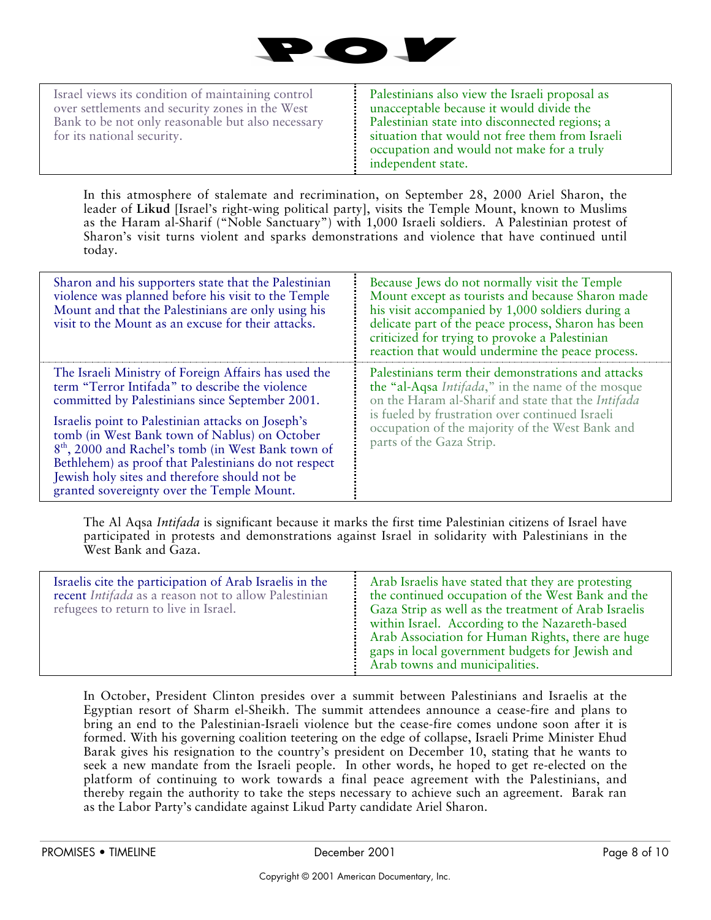| | |
|---|---|
| Israel views its condition of maintaining control over settlements and security zones in the West Bank to be not only reasonable but also necessary for its national security. | Palestinians also view the Israeli proposal as unacceptable because it would divide the Palestinian state into disconnected regions; a situation that would not free them from Israeli occupation and would not make for a truly independent state. |

In this atmosphere of stalemate and recrimination, on September 28, 2000 Ariel Sharon, the leader of **Likud** [Israel's right-wing political party], visits the Temple Mount, known to Muslims as the Haram al-Sharif ("Noble Sanctuary") with 1,000 Israeli soldiers. A Palestinian protest of Sharon's visit turns violent and sparks demonstrations and violence that have continued until today.

| | |
|---|---|
| Sharon and his supporters state that the Palestinian violence was planned before his visit to the Temple Mount and that the Palestinians are only using his visit to the Mount as an excuse for their attacks. | Because Jews do not normally visit the Temple Mount except as tourists and because Sharon made his visit accompanied by 1,000 soldiers during a delicate part of the peace process, Sharon has been criticized for trying to provoke a Palestinian reaction that would undermine the peace process. |
| The Israeli Ministry of Foreign Affairs has used the term "Terror Intifada" to describe the violence committed by Palestinians since September 2001.<br><br>Israelis point to Palestinian attacks on Joseph's tomb (in West Bank town of Nablus) on October 8th, 2000 and Rachel's tomb (in West Bank town of Bethlehem) as proof that Palestinians do not respect Jewish holy sites and therefore should not be granted sovereignty over the Temple Mount. | Palestinians term their demonstrations and attacks the "al-Aqsa *Intifada*," in the name of the mosque on the Haram al-Sharif and state that the *Intifada* is fueled by frustration over continued Israeli occupation of the majority of the West Bank and parts of the Gaza Strip. |

The Al Aqsa *Intifada* is significant because it marks the first time Palestinian citizens of Israel have participated in protests and demonstrations against Israel in solidarity with Palestinians in the West Bank and Gaza.

| | |
|---|---|
| Israelis cite the participation of Arab Israelis in the recent *Intifada* as a reason not to allow Palestinian refugees to return to live in Israel. | Arab Israelis have stated that they are protesting the continued occupation of the West Bank and the Gaza Strip as well as the treatment of Arab Israelis within Israel. According to the Nazareth-based Arab Association for Human Rights, there are huge gaps in local government budgets for Jewish and Arab towns and municipalities. |

In October, President Clinton presides over a summit between Palestinians and Israelis at the Egyptian resort of Sharm el-Sheikh. The summit attendees announce a cease-fire and plans to bring an end to the Palestinian-Israeli violence but the cease-fire comes undone soon after it is formed. With his governing coalition teetering on the edge of collapse, Israeli Prime Minister Ehud Barak gives his resignation to the country's president on December 10, stating that he wants to seek a new mandate from the Israeli people. In other words, he hoped to get re-elected on the platform of continuing to work towards a final peace agreement with the Palestinians, and thereby regain the authority to take the steps necessary to achieve such an agreement. Barak ran as the Labor Party's candidate against Likud Party candidate Ariel Sharon.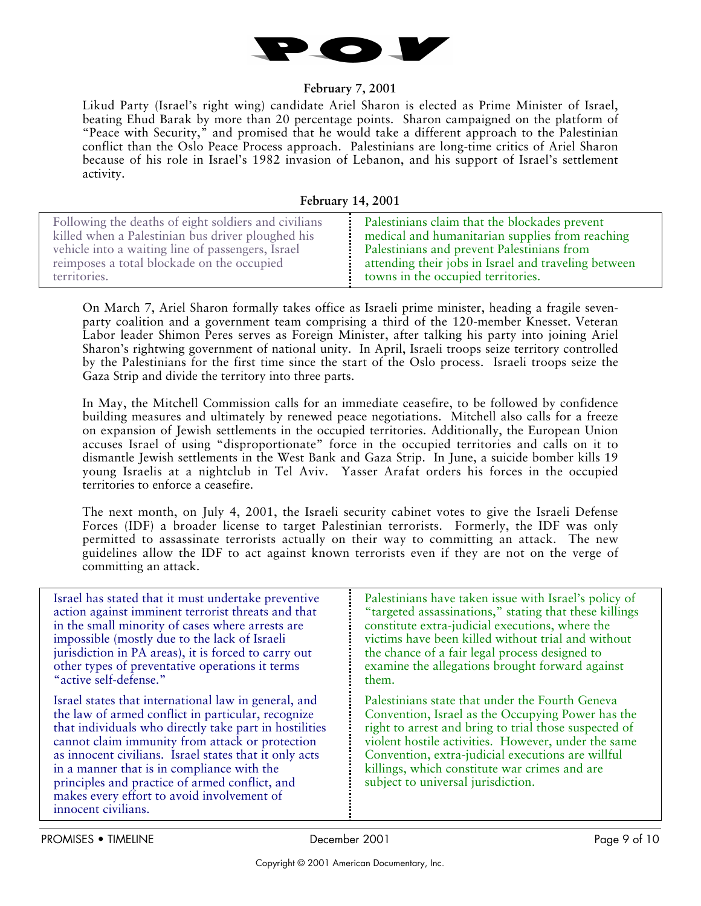**February 7, 2001**

Likud Party (Israel's right wing) candidate Ariel Sharon is elected as Prime Minister of Israel, beating Ehud Barak by more than 20 percentage points. Sharon campaigned on the platform of "Peace with Security," and promised that he would take a different approach to the Palestinian conflict than the Oslo Peace Process approach. Palestinians are long-time critics of Ariel Sharon because of his role in Israel's 1982 invasion of Lebanon, and his support of Israel's settlement activity.

**February 14, 2001**

| | |
|---|---|
| Following the deaths of eight soldiers and civilians killed when a Palestinian bus driver ploughed his vehicle into a waiting line of passengers, Israel reimposes a total blockade on the occupied territories. | Palestinians claim that the blockades prevent medical and humanitarian supplies from reaching Palestinians and prevent Palestinians from attending their jobs in Israel and traveling between towns in the occupied territories. |

On March 7, Ariel Sharon formally takes office as Israeli prime minister, heading a fragile seven-party coalition and a government team comprising a third of the 120-member Knesset. Veteran Labor leader Shimon Peres serves as Foreign Minister, after talking his party into joining Ariel Sharon's rightwing government of national unity. In April, Israeli troops seize territory controlled by the Palestinians for the first time since the start of the Oslo process. Israeli troops seize the Gaza Strip and divide the territory into three parts.

In May, the Mitchell Commission calls for an immediate ceasefire, to be followed by confidence building measures and ultimately by renewed peace negotiations. Mitchell also calls for a freeze on expansion of Jewish settlements in the occupied territories. Additionally, the European Union accuses Israel of using "disproportionate" force in the occupied territories and calls on it to dismantle Jewish settlements in the West Bank and Gaza Strip. In June, a suicide bomber kills 19 young Israelis at a nightclub in Tel Aviv. Yasser Arafat orders his forces in the occupied territories to enforce a ceasefire.

The next month, on July 4, 2001, the Israeli security cabinet votes to give the Israeli Defense Forces (IDF) a broader license to target Palestinian terrorists. Formerly, the IDF was only permitted to assassinate terrorists actually on their way to committing an attack. The new guidelines allow the IDF to act against known terrorists even if they are not on the verge of committing an attack.

| | |
|---|---|
| Israel has stated that it must undertake preventive action against imminent terrorist threats and that in the small minority of cases where arrests are impossible (mostly due to the lack of Israeli jurisdiction in PA areas), it is forced to carry out other types of preventative operations it terms "active self-defense." | Palestinians have taken issue with Israel's policy of "targeted assassinations," stating that these killings constitute extra-judicial executions, where the victims have been killed without trial and without the chance of a fair legal process designed to examine the allegations brought forward against them. |
| Israel states that international law in general, and the law of armed conflict in particular, recognize that individuals who directly take part in hostilities cannot claim immunity from attack or protection as innocent civilians. Israel states that it only acts in a manner that is in compliance with the principles and practice of armed conflict, and makes every effort to avoid involvement of innocent civilians. | Palestinians state that under the Fourth Geneva Convention, Israel as the Occupying Power has the right to arrest and bring to trial those suspected of violent hostile activities. However, under the same Convention, extra-judicial executions are willful killings, which constitute war crimes and are subject to universal jurisdiction. |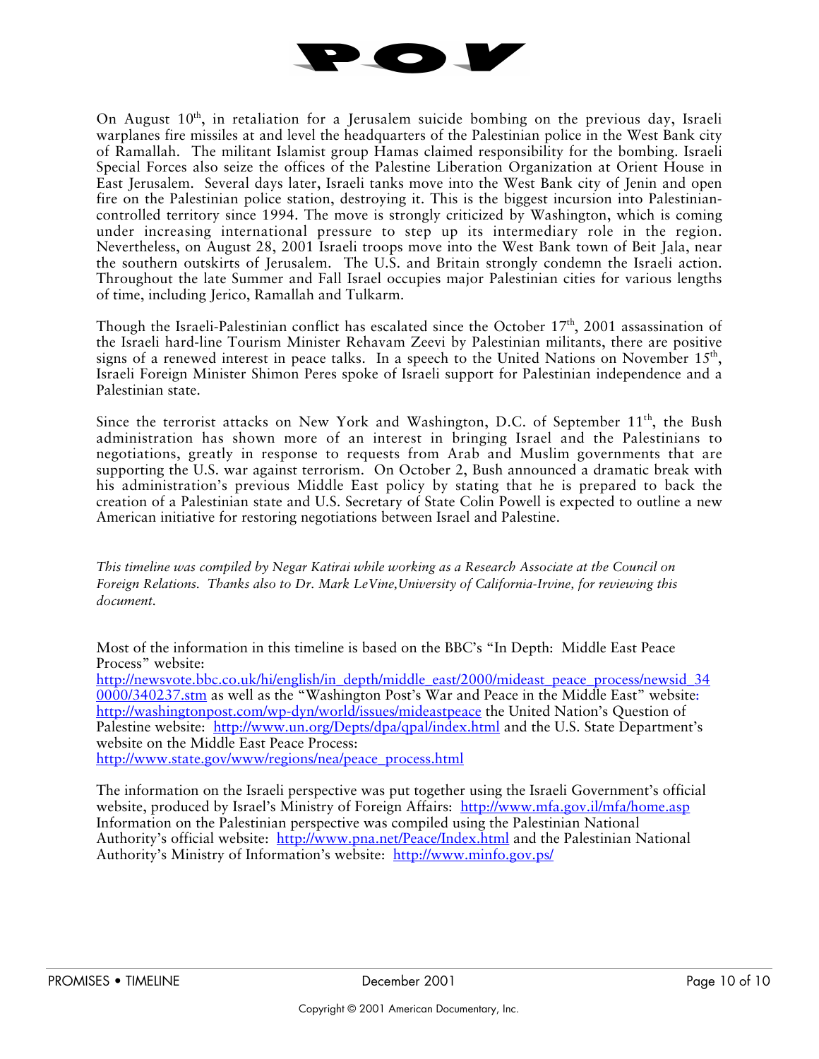On August 10th, in retaliation for a Jerusalem suicide bombing on the previous day, Israeli warplanes fire missiles at and level the headquarters of the Palestinian police in the West Bank city of Ramallah. The militant Islamist group Hamas claimed responsibility for the bombing. Israeli Special Forces also seize the offices of the Palestine Liberation Organization at Orient House in East Jerusalem. Several days later, Israeli tanks move into the West Bank city of Jenin and open fire on the Palestinian police station, destroying it. This is the biggest incursion into Palestinian-controlled territory since 1994. The move is strongly criticized by Washington, which is coming under increasing international pressure to step up its intermediary role in the region. Nevertheless, on August 28, 2001 Israeli troops move into the West Bank town of Beit Jala, near the southern outskirts of Jerusalem. The U.S. and Britain strongly condemn the Israeli action. Throughout the late Summer and Fall Israel occupies major Palestinian cities for various lengths of time, including Jerico, Ramallah and Tulkarm.

Though the Israeli-Palestinian conflict has escalated since the October 17th, 2001 assassination of the Israeli hard-line Tourism Minister Rehavam Zeevi by Palestinian militants, there are positive signs of a renewed interest in peace talks. In a speech to the United Nations on November 15th, Israeli Foreign Minister Shimon Peres spoke of Israeli support for Palestinian independence and a Palestinian state.

Since the terrorist attacks on New York and Washington, D.C. of September 11th, the Bush administration has shown more of an interest in bringing Israel and the Palestinians to negotiations, greatly in response to requests from Arab and Muslim governments that are supporting the U.S. war against terrorism. On October 2, Bush announced a dramatic break with his administration's previous Middle East policy by stating that he is prepared to back the creation of a Palestinian state and U.S. Secretary of State Colin Powell is expected to outline a new American initiative for restoring negotiations between Israel and Palestine.

*This timeline was compiled by Negar Katirai while working as a Research Associate at the Council on Foreign Relations. Thanks also to Dr. Mark LeVine,University of California-Irvine, for reviewing this document.*

Most of the information in this timeline is based on the BBC's "In Depth: Middle East Peace Process" website: http://newsvote.bbc.co.uk/hi/english/in_depth/middle_east/2000/mideast_peace_process/newsid_340000/340237.stm as well as the "Washington Post's War and Peace in the Middle East" website: http://washingtonpost.com/wp-dyn/world/issues/mideastpeace the United Nation's Question of Palestine website: http://www.un.org/Depts/dpa/qpal/index.html and the U.S. State Department's website on the Middle East Peace Process: http://www.state.gov/www/regions/nea/peace_process.html

The information on the Israeli perspective was put together using the Israeli Government's official website, produced by Israel's Ministry of Foreign Affairs: http://www.mfa.gov.il/mfa/home.asp Information on the Palestinian perspective was compiled using the Palestinian National Authority's official website: http://www.pna.net/Peace/Index.html and the Palestinian National Authority's Ministry of Information's website: http://www.minfo.gov.ps/